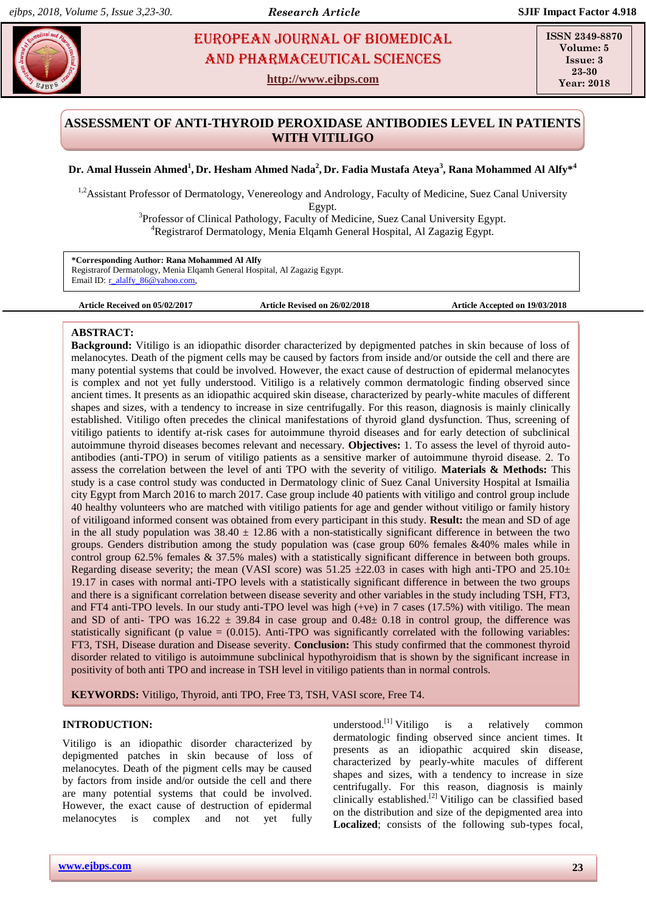# ASSESSMENT OF ANTI-THYROID PEROXIDASE ANTIBODIES LEVEL IN PATIENTS WITH VITILIGO

**Dr. Amal Hussein Ahmed[1], Dr. Hesham Ahmed Nada[2], Dr. Fadia Mustafa Ateya[3], Rana Mohammed Al Alfy*[4]**

[1,2]Assistant Professor of Dermatology, Venereology and Andrology, Faculty of Medicine, Suez Canal University Egypt.
[3]Professor of Clinical Pathology, Faculty of Medicine, Suez Canal University Egypt.
[4]Registrarof Dermatology, Menia Elqamh General Hospital, Al Zagazig Egypt.

**\*Corresponding Author: Rana Mohammed Al Alfy**
Registrarof Dermatology, Menia Elqamh General Hospital, Al Zagazig Egypt.
Email ID: r_alalfy_86@yahoo.com,

**Article Received on 05/02/2017** **Article Revised on 26/02/2018** **Article Accepted on 19/03/2018**

## ABSTRACT:

**Background:** Vitiligo is an idiopathic disorder characterized by depigmented patches in skin because of loss of melanocytes. Death of the pigment cells may be caused by factors from inside and/or outside the cell and there are many potential systems that could be involved. However, the exact cause of destruction of epidermal melanocytes is complex and not yet fully understood. Vitiligo is a relatively common dermatologic finding observed since ancient times. It presents as an idiopathic acquired skin disease, characterized by pearly-white macules of different shapes and sizes, with a tendency to increase in size centrifugally. For this reason, diagnosis is mainly clinically established. Vitiligo often precedes the clinical manifestations of thyroid gland dysfunction. Thus, screening of vitiligo patients to identify at-risk cases for autoimmune thyroid diseases and for early detection of subclinical autoimmune thyroid diseases becomes relevant and necessary. **Objectives:** 1. To assess the level of thyroid auto-antibodies (anti-TPO) in serum of vitiligo patients as a sensitive marker of autoimmune thyroid disease. 2. To assess the correlation between the level of anti TPO with the severity of vitiligo. **Materials & Methods:** This study is a case control study was conducted in Dermatology clinic of Suez Canal University Hospital at Ismailia city Egypt from March 2016 to march 2017. Case group include 40 patients with vitiligo and control group include 40 healthy volunteers who are matched with vitiligo patients for age and gender without vitiligo or family history of vitiligoand informed consent was obtained from every participant in this study. **Result:** the mean and SD of age in the all study population was 38.40 ± 12.86 with a non-statistically significant difference in between the two groups. Genders distribution among the study population was (case group 60% females &40% males while in control group 62.5% females & 37.5% males) with a statistically significant difference in between both groups. Regarding disease severity; the mean (VASI score) was 51.25 ±22.03 in cases with high anti-TPO and 25.10± 19.17 in cases with normal anti-TPO levels with a statistically significant difference in between the two groups and there is a significant correlation between disease severity and other variables in the study including TSH, FT3, and FT4 anti-TPO levels. In our study anti-TPO level was high (+ve) in 7 cases (17.5%) with vitiligo. The mean and SD of anti- TPO was 16.22 ± 39.84 in case group and 0.48± 0.18 in control group, the difference was statistically significant (p value = (0.015). Anti-TPO was significantly correlated with the following variables: FT3, TSH, Disease duration and Disease severity. **Conclusion:** This study confirmed that the commonest thyroid disorder related to vitiligo is autoimmune subclinical hypothyroidism that is shown by the significant increase in positivity of both anti TPO and increase in TSH level in vitiligo patients than in normal controls.

**KEYWORDS:** Vitiligo, Thyroid, anti TPO, Free T3, TSH, VASI score, Free T4.

## INTRODUCTION:

Vitiligo is an idiopathic disorder characterized by depigmented patches in skin because of loss of melanocytes. Death of the pigment cells may be caused by factors from inside and/or outside the cell and there are many potential systems that could be involved. However, the exact cause of destruction of epidermal melanocytes is complex and not yet fully understood.[1] Vitiligo is a relatively common dermatologic finding observed since ancient times. It presents as an idiopathic acquired skin disease, characterized by pearly-white macules of different shapes and sizes, with a tendency to increase in size centrifugally. For this reason, diagnosis is mainly clinically established.[2] Vitiligo can be classified based on the distribution and size of the depigmented area into **Localized**; consists of the following sub-types focal,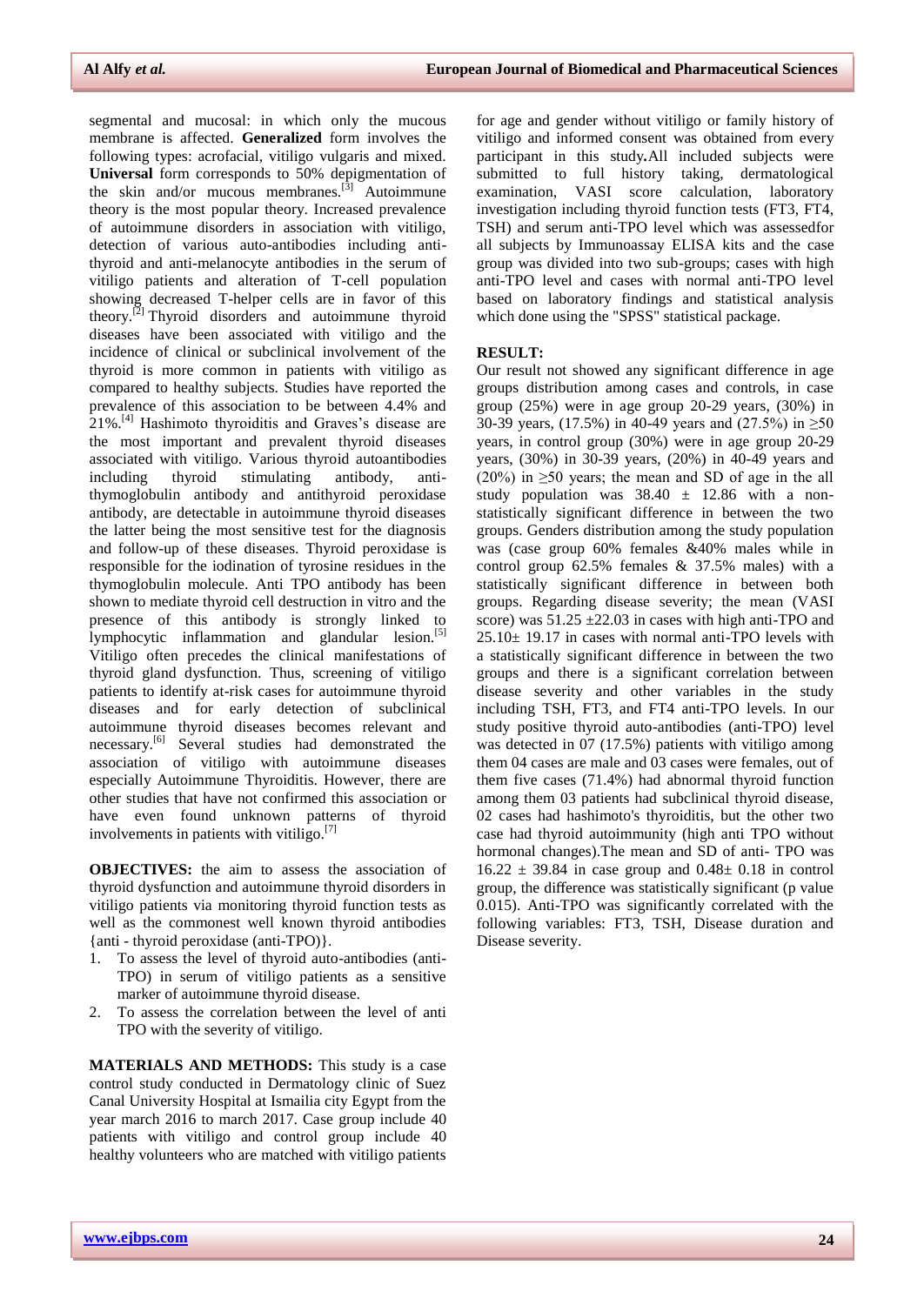segmental and mucosal: in which only the mucous membrane is affected. **Generalized** form involves the following types: acrofacial, vitiligo vulgaris and mixed. **Universal** form corresponds to 50% depigmentation of the skin and/or mucous membranes.[3] Autoimmune theory is the most popular theory. Increased prevalence of autoimmune disorders in association with vitiligo, detection of various auto-antibodies including anti-thyroid and anti-melanocyte antibodies in the serum of vitiligo patients and alteration of T-cell population showing decreased T-helper cells are in favor of this theory.[2] Thyroid disorders and autoimmune thyroid diseases have been associated with vitiligo and the incidence of clinical or subclinical involvement of the thyroid is more common in patients with vitiligo as compared to healthy subjects. Studies have reported the prevalence of this association to be between 4.4% and 21%.[4] Hashimoto thyroiditis and Graves's disease are the most important and prevalent thyroid diseases associated with vitiligo. Various thyroid autoantibodies including thyroid stimulating antibody, anti-thymoglobulin antibody and antithyroid peroxidase antibody, are detectable in autoimmune thyroid diseases the latter being the most sensitive test for the diagnosis and follow-up of these diseases. Thyroid peroxidase is responsible for the iodination of tyrosine residues in the thymoglobulin molecule. Anti TPO antibody has been shown to mediate thyroid cell destruction in vitro and the presence of this antibody is strongly linked to lymphocytic inflammation and glandular lesion.[5] Vitiligo often precedes the clinical manifestations of thyroid gland dysfunction. Thus, screening of vitiligo patients to identify at-risk cases for autoimmune thyroid diseases and for early detection of subclinical autoimmune thyroid diseases becomes relevant and necessary.[6] Several studies had demonstrated the association of vitiligo with autoimmune diseases especially Autoimmune Thyroiditis. However, there are other studies that have not confirmed this association or have even found unknown patterns of thyroid involvements in patients with vitiligo.[7]

**OBJECTIVES:** the aim to assess the association of thyroid dysfunction and autoimmune thyroid disorders in vitiligo patients via monitoring thyroid function tests as well as the commonest well known thyroid antibodies {anti - thyroid peroxidase (anti-TPO)}.

1. To assess the level of thyroid auto-antibodies (anti-TPO) in serum of vitiligo patients as a sensitive marker of autoimmune thyroid disease.
2. To assess the correlation between the level of anti TPO with the severity of vitiligo.

**MATERIALS AND METHODS:** This study is a case control study conducted in Dermatology clinic of Suez Canal University Hospital at Ismailia city Egypt from the year march 2016 to march 2017. Case group include 40 patients with vitiligo and control group include 40 healthy volunteers who are matched with vitiligo patients for age and gender without vitiligo or family history of vitiligo and informed consent was obtained from every participant in this study**.**All included subjects were submitted to full history taking, dermatological examination, VASI score calculation, laboratory investigation including thyroid function tests (FT3, FT4, TSH) and serum anti-TPO level which was assessedfor all subjects by Immunoassay ELISA kits and the case group was divided into two sub-groups; cases with high anti-TPO level and cases with normal anti-TPO level based on laboratory findings and statistical analysis which done using the "SPSS" statistical package.

**RESULT:**

Our result not showed any significant difference in age groups distribution among cases and controls, in case group (25%) were in age group 20-29 years, (30%) in 30-39 years, (17.5%) in 40-49 years and (27.5%) in ≥50 years, in control group (30%) were in age group 20-29 years, (30%) in 30-39 years, (20%) in 40-49 years and (20%) in ≥50 years; the mean and SD of age in the all study population was 38.40 ± 12.86 with a non-statistically significant difference in between the two groups. Genders distribution among the study population was (case group 60% females &40% males while in control group 62.5% females & 37.5% males) with a statistically significant difference in between both groups. Regarding disease severity; the mean (VASI score) was 51.25 ±22.03 in cases with high anti-TPO and 25.10± 19.17 in cases with normal anti-TPO levels with a statistically significant difference in between the two groups and there is a significant correlation between disease severity and other variables in the study including TSH, FT3, and FT4 anti-TPO levels. In our study positive thyroid auto-antibodies (anti-TPO) level was detected in 07 (17.5%) patients with vitiligo among them 04 cases are male and 03 cases were females, out of them five cases (71.4%) had abnormal thyroid function among them 03 patients had subclinical thyroid disease, 02 cases had hashimoto's thyroiditis, but the other two case had thyroid autoimmunity (high anti TPO without hormonal changes).The mean and SD of anti- TPO was 16.22 ± 39.84 in case group and 0.48± 0.18 in control group, the difference was statistically significant (p value 0.015). Anti-TPO was significantly correlated with the following variables: FT3, TSH, Disease duration and Disease severity.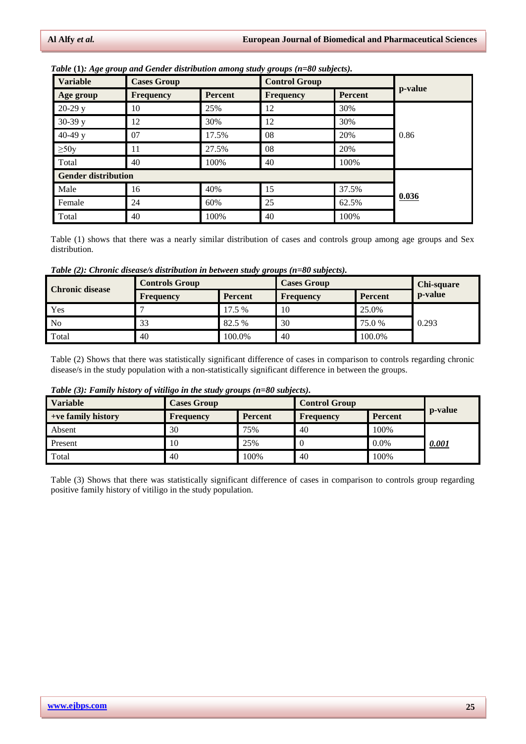***Table (1): Age group and Gender distribution among study groups (n=80 subjects).***

| **Variable** | **Cases Group** | | **Control Group** | | **p-value** |
|---|---|---|---|---|---|
| **Age group** | **Frequency** | **Percent** | **Frequency** | **Percent** | |
| 20-29 y | 10 | 25% | 12 | 30% | 0.86 |
| 30-39 y | 12 | 30% | 12 | 30% | |
| 40-49 y | 07 | 17.5% | 08 | 20% | |
| ≥50y | 11 | 27.5% | 08 | 20% | |
| Total | 40 | 100% | 40 | 100% | |
| **Gender distribution** | | | | | **0.036** |
| Male | 16 | 40% | 15 | 37.5% | |
| Female | 24 | 60% | 25 | 62.5% | |
| Total | 40 | 100% | 40 | 100% | |

Table (1) shows that there was a nearly similar distribution of cases and controls group among age groups and Sex distribution.

***Table (2): Chronic disease/s distribution in between study groups (n=80 subjects).***

| **Chronic disease** | **Controls Group** | | **Cases Group** | | **Chi-square p-value** |
|---|---|---|---|---|---|
| | **Frequency** | **Percent** | **Frequency** | **Percent** | |
| Yes | 7 | 17.5 % | 10 | 25.0% | 0.293 |
| No | 33 | 82.5 % | 30 | 75.0 % | |
| Total | 40 | 100.0% | 40 | 100.0% | |

Table (2) Shows that there was statistically significant difference of cases in comparison to controls regarding chronic disease/s in the study population with a non-statistically significant difference in between the groups.

***Table (3): Family history of vitiligo in the study groups (n=80 subjects).***

| **Variable** | **Cases Group** | | **Control Group** | | **p-value** |
|---|---|---|---|---|---|
| **+ve family history** | **Frequency** | **Percent** | **Frequency** | **Percent** | |
| Absent | 30 | 75% | 40 | 100% | ***0.001*** |
| Present | 10 | 25% | 0 | 0.0% | |
| Total | 40 | 100% | 40 | 100% | |

Table (3) Shows that there was statistically significant difference of cases in comparison to controls group regarding positive family history of vitiligo in the study population.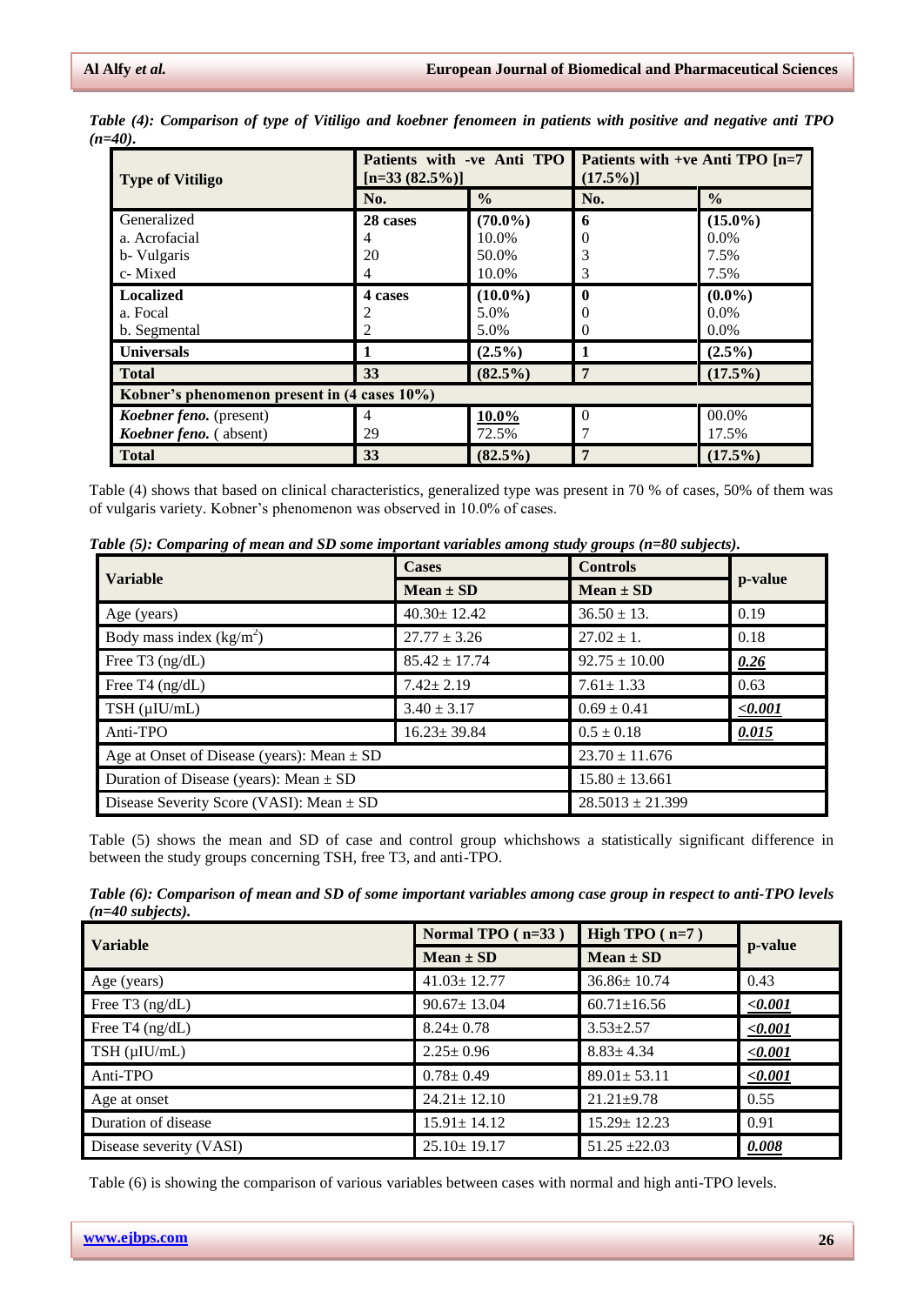***Table (4): Comparison of type of Vitiligo and koebner fenomeen in patients with positive and negative anti TPO (n=40).***

| Type of Vitiligo | Patients with -ve Anti TPO [n=33 (82.5%)] | | Patients with +ve Anti TPO [n=7 (17.5%)] | |
|---|---|---|---|---|
| | **No.** | **%** | **No.** | **%** |
| Generalized | **28 cases** | **(70.0%)** | **6** | **(15.0%)** |
| a. Acrofacial | 4 | 10.0% | 0 | 0.0% |
| b- Vulgaris | 20 | 50.0% | 3 | 7.5% |
| c- Mixed | 4 | 10.0% | 3 | 7.5% |
| **Localized** | **4 cases** | **(10.0%)** | **0** | **(0.0%)** |
| a. Focal | 2 | 5.0% | 0 | 0.0% |
| b. Segmental | 2 | 5.0% | 0 | 0.0% |
| **Universals** | **1** | **(2.5%)** | **1** | **(2.5%)** |
| **Total** | **33** | **(82.5%)** | **7** | **(17.5%)** |
| **Kobner's phenomenon present in (4 cases 10%)** | | | | |
| ***Koebner feno.*** (present) | 4 | **10.0%** | 0 | 00.0% |
| ***Koebner feno.*** ( absent) | 29 | 72.5% | 7 | 17.5% |
| **Total** | **33** | **(82.5%)** | **7** | **(17.5%)** |

Table (4) shows that based on clinical characteristics, generalized type was present in 70 % of cases, 50% of them was of vulgaris variety. Kobner's phenomenon was observed in 10.0% of cases.

***Table (5): Comparing of mean and SD some important variables among study groups (n=80 subjects).***

| Variable | Cases | Controls | p-value |
|---|---|---|---|
| | **Mean ± SD** | **Mean ± SD** | |
| Age (years) | 40.30± 12.42 | 36.50 ± 13. | 0.19 |
| Body mass index (kg/m$^2$) | 27.77 ± 3.26 | 27.02 ± 1. | 0.18 |
| Free T3 (ng/dL) | 85.42 ± 17.74 | 92.75 ± 10.00 | ***0.26*** |
| Free T4 (ng/dL) | 7.42± 2.19 | 7.61± 1.33 | 0.63 |
| TSH (µIU/mL) | 3.40 ± 3.17 | 0.69 ± 0.41 | ***<0.001*** |
| Anti-TPO | 16.23± 39.84 | 0.5 ± 0.18 | ***0.015*** |
| Age at Onset of Disease (years): Mean ± SD | | 23.70 ± 11.676 | |
| Duration of Disease (years): Mean ± SD | | 15.80 ± 13.661 | |
| Disease Severity Score (VASI): Mean ± SD | | 28.5013 ± 21.399 | |

Table (5) shows the mean and SD of case and control group whichshows a statistically significant difference in between the study groups concerning TSH, free T3, and anti-TPO.

***Table (6): Comparison of mean and SD of some important variables among case group in respect to anti-TPO levels (n=40 subjects).***

| Variable | Normal TPO ( n=33 ) | High TPO ( n=7 ) | p-value |
|---|---|---|---|
| | **Mean ± SD** | **Mean ± SD** | |
| Age (years) | 41.03± 12.77 | 36.86± 10.74 | 0.43 |
| Free T3 (ng/dL) | 90.67± 13.04 | 60.71±16.56 | ***<0.001*** |
| Free T4 (ng/dL) | 8.24± 0.78 | 3.53±2.57 | ***<0.001*** |
| TSH (µIU/mL) | 2.25± 0.96 | 8.83± 4.34 | ***<0.001*** |
| Anti-TPO | 0.78± 0.49 | 89.01± 53.11 | ***<0.001*** |
| Age at onset | 24.21± 12.10 | 21.21±9.78 | 0.55 |
| Duration of disease | 15.91± 14.12 | 15.29± 12.23 | 0.91 |
| Disease severity (VASI) | 25.10± 19.17 | 51.25 ±22.03 | ***0.008*** |

Table (6) is showing the comparison of various variables between cases with normal and high anti-TPO levels.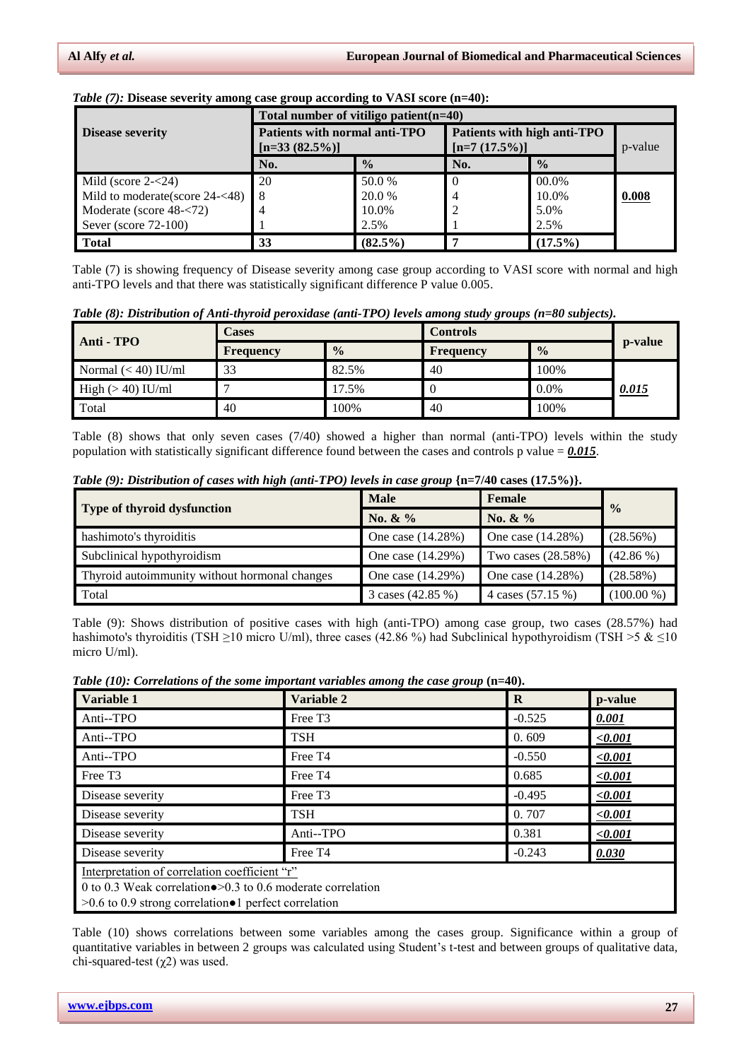*Table (7):* **Disease severity among case group according to VASI score (n=40):**

| Disease severity | Total number of vitiligo patient(n=40) | | | | |
|---|---|---|---|---|---|
| | Patients with normal anti-TPO [n=33 (82.5%)] | | Patients with high anti-TPO [n=7 (17.5%)] | | p-value |
| | No. | % | No. | % | |
| Mild (score 2-<24) | 20 | 50.0 % | 0 | 00.0% | **0.008** |
| Mild to moderate(score 24-<48) | 8 | 20.0 % | 4 | 10.0% | |
| Moderate (score 48-<72) | 4 | 10.0% | 2 | 5.0% | |
| Sever (score 72-100) | 1 | 2.5% | 1 | 2.5% | |
| **Total** | **33** | **(82.5%)** | **7** | **(17.5%)** | |

Table (7) is showing frequency of Disease severity among case group according to VASI score with normal and high anti-TPO levels and that there was statistically significant difference P value 0.005.

***Table (8): Distribution of Anti-thyroid peroxidase (anti-TPO) levels among study groups (n=80 subjects).***

| Anti - TPO | Cases | | Controls | | p-value |
|---|---|---|---|---|---|
| | Frequency | % | Frequency | % | |
| Normal (< 40) IU/ml | 33 | 82.5% | 40 | 100% | ***0.015*** |
| High (> 40) IU/ml | 7 | 17.5% | 0 | 0.0% | |
| Total | 40 | 100% | 40 | 100% | |

Table (8) shows that only seven cases (7/40) showed a higher than normal (anti-TPO) levels within the study population with statistically significant difference found between the cases and controls p value = ***0.015***.

***Table (9): Distribution of cases with high (anti-TPO) levels in case group*** **{n=7/40 cases (17.5%)}.**

| Type of thyroid dysfunction | Male | Female | % |
|---|---|---|---|
| | No. & % | No. & % | |
| hashimoto's thyroiditis | One case (14.28%) | One case (14.28%) | (28.56%) |
| Subclinical hypothyroidism | One case (14.29%) | Two cases (28.58%) | (42.86 %) |
| Thyroid autoimmunity without hormonal changes | One case (14.29%) | One case (14.28%) | (28.58%) |
| Total | 3 cases (42.85 %) | 4 cases (57.15 %) | (100.00 %) |

Table (9): Shows distribution of positive cases with high (anti-TPO) among case group, two cases (28.57%) had hashimoto's thyroiditis (TSH ≥10 micro U/ml), three cases (42.86 %) had Subclinical hypothyroidism (TSH >5 & ≤10 micro U/ml).

***Table (10): Correlations of the some important variables among the case group*** **(n=40).**

| Variable 1 | Variable 2 | R | p-value |
|---|---|---|---|
| Anti--TPO | Free T3 | -0.525 | ***0.001*** |
| Anti--TPO | TSH | 0. 609 | ***<0.001*** |
| Anti--TPO | Free T4 | -0.550 | ***<0.001*** |
| Free T3 | Free T4 | 0.685 | ***<0.001*** |
| Disease severity | Free T3 | -0.495 | ***<0.001*** |
| Disease severity | TSH | 0. 707 | ***<0.001*** |
| Disease severity | Anti--TPO | 0.381 | ***<0.001*** |
| Disease severity | Free T4 | -0.243 | ***0.030*** |

Interpretation of correlation coefficient "r"
0 to 0.3 Weak correlation● >0.3 to 0.6 moderate correlation
>0.6 to 0.9 strong correlation● 1 perfect correlation

Table (10) shows correlations between some variables among the cases group. Significance within a group of quantitative variables in between 2 groups was calculated using Student's t-test and between groups of qualitative data, chi-squared-test ($\chi 2$) was used.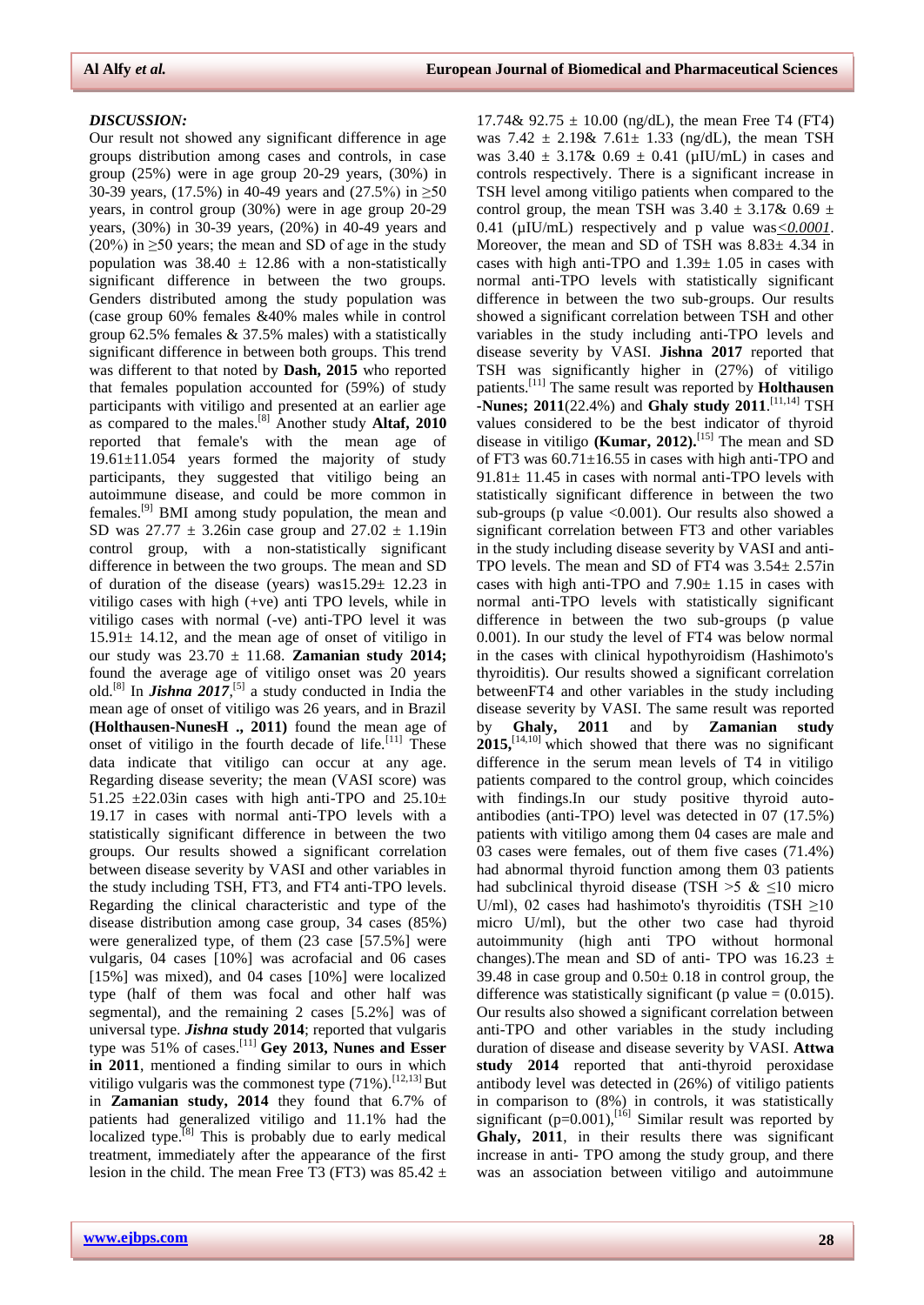### *DISCUSSION:*

Our result not showed any significant difference in age groups distribution among cases and controls, in case group (25%) were in age group 20-29 years, (30%) in 30-39 years, (17.5%) in 40-49 years and (27.5%) in ≥50 years, in control group (30%) were in age group 20-29 years, (30%) in 30-39 years, (20%) in 40-49 years and (20%) in ≥50 years; the mean and SD of age in the study population was 38.40 ± 12.86 with a non-statistically significant difference in between the two groups. Genders distributed among the study population was (case group 60% females &40% males while in control group 62.5% females & 37.5% males) with a statistically significant difference in between both groups. This trend was different to that noted by **Dash, 2015** who reported that females population accounted for (59%) of study participants with vitiligo and presented at an earlier age as compared to the males.[8] Another study **Altaf, 2010** reported that female's with the mean age of 19.61±11.054 years formed the majority of study participants, they suggested that vitiligo being an autoimmune disease, and could be more common in females.[9] BMI among study population, the mean and SD was 27.77 ± 3.26in case group and 27.02 ± 1.19in control group, with a non-statistically significant difference in between the two groups. The mean and SD of duration of the disease (years) was15.29± 12.23 in vitiligo cases with high (+ve) anti TPO levels, while in vitiligo cases with normal (-ve) anti-TPO level it was 15.91± 14.12, and the mean age of onset of vitiligo in our study was 23.70 ± 11.68. **Zamanian study 2014;** found the average age of vitiligo onset was 20 years old.[8] In ***Jishna 2017***,[5] a study conducted in India the mean age of onset of vitiligo was 26 years, and in Brazil **(Holthausen-NunesH ., 2011)** found the mean age of onset of vitiligo in the fourth decade of life.[11] These data indicate that vitiligo can occur at any age. Regarding disease severity; the mean (VASI score) was 51.25 ±22.03in cases with high anti-TPO and 25.10± 19.17 in cases with normal anti-TPO levels with a statistically significant difference in between the two groups. Our results showed a significant correlation between disease severity by VASI and other variables in the study including TSH, FT3, and FT4 anti-TPO levels. Regarding the clinical characteristic and type of the disease distribution among case group, 34 cases (85%) were generalized type, of them (23 case [57.5%] were vulgaris, 04 cases [10%] was acrofacial and 06 cases [15%] was mixed), and 04 cases [10%] were localized type (half of them was focal and other half was segmental), and the remaining 2 cases [5.2%] was of universal type. ***Jishna*** **study 2014**; reported that vulgaris type was 51% of cases.[11] **Gey 2013, Nunes and Esser in 2011**, mentioned a finding similar to ours in which vitiligo vulgaris was the commonest type (71%).[12,13] But in **Zamanian study, 2014** they found that 6.7% of patients had generalized vitiligo and 11.1% had the localized type.[8] This is probably due to early medical treatment, immediately after the appearance of the first lesion in the child. The mean Free T3 (FT3) was 85.42 ± 17.74& 92.75 ± 10.00 (ng/dL), the mean Free T4 (FT4) was 7.42 ± 2.19& 7.61± 1.33 (ng/dL), the mean TSH was 3.40 ± 3.17& 0.69 ± 0.41 (µIU/mL) in cases and controls respectively. There is a significant increase in TSH level among vitiligo patients when compared to the control group, the mean TSH was 3.40 ± 3.17& 0.69 ± 0.41 (µIU/mL) respectively and p value was*≤0.0001*. Moreover, the mean and SD of TSH was 8.83± 4.34 in cases with high anti-TPO and 1.39± 1.05 in cases with normal anti-TPO levels with statistically significant difference in between the two sub-groups. Our results showed a significant correlation between TSH and other variables in the study including anti-TPO levels and disease severity by VASI. **Jishna 2017** reported that TSH was significantly higher in (27%) of vitiligo patients.[11] The same result was reported by **Holthausen -Nunes; 2011**(22.4%) and **Ghaly study 2011**.[11,14] TSH values considered to be the best indicator of thyroid disease in vitiligo **(Kumar, 2012).**[15] The mean and SD of FT3 was 60.71±16.55 in cases with high anti-TPO and 91.81± 11.45 in cases with normal anti-TPO levels with statistically significant difference in between the two sub-groups (p value <0.001). Our results also showed a significant correlation between FT3 and other variables in the study including disease severity by VASI and anti-TPO levels. The mean and SD of FT4 was 3.54± 2.57in cases with high anti-TPO and 7.90± 1.15 in cases with normal anti-TPO levels with statistically significant difference in between the two sub-groups (p value 0.001). In our study the level of FT4 was below normal in the cases with clinical hypothyroidism (Hashimoto's thyroiditis). Our results showed a significant correlation betweenFT4 and other variables in the study including disease severity by VASI. The same result was reported by **Ghaly, 2011** and by **Zamanian study 2015**,[14,10] which showed that there was no significant difference in the serum mean levels of T4 in vitiligo patients compared to the control group, which coincides with findings.In our study positive thyroid auto-antibodies (anti-TPO) level was detected in 07 (17.5%) patients with vitiligo among them 04 cases are male and 03 cases were females, out of them five cases (71.4%) had abnormal thyroid function among them 03 patients had subclinical thyroid disease (TSH >5 & ≤10 micro U/ml), 02 cases had hashimoto's thyroiditis (TSH ≥10 micro U/ml), but the other two case had thyroid autoimmunity (high anti TPO without hormonal changes).The mean and SD of anti- TPO was 16.23 ± 39.48 in case group and 0.50± 0.18 in control group, the difference was statistically significant (p value = (0.015). Our results also showed a significant correlation between anti-TPO and other variables in the study including duration of disease and disease severity by VASI. **Attwa study 2014** reported that anti-thyroid peroxidase antibody level was detected in (26%) of vitiligo patients in comparison to (8%) in controls, it was statistically significant (p=0.001),[16] Similar result was reported by **Ghaly, 2011**, in their results there was significant increase in anti- TPO among the study group, and there was an association between vitiligo and autoimmune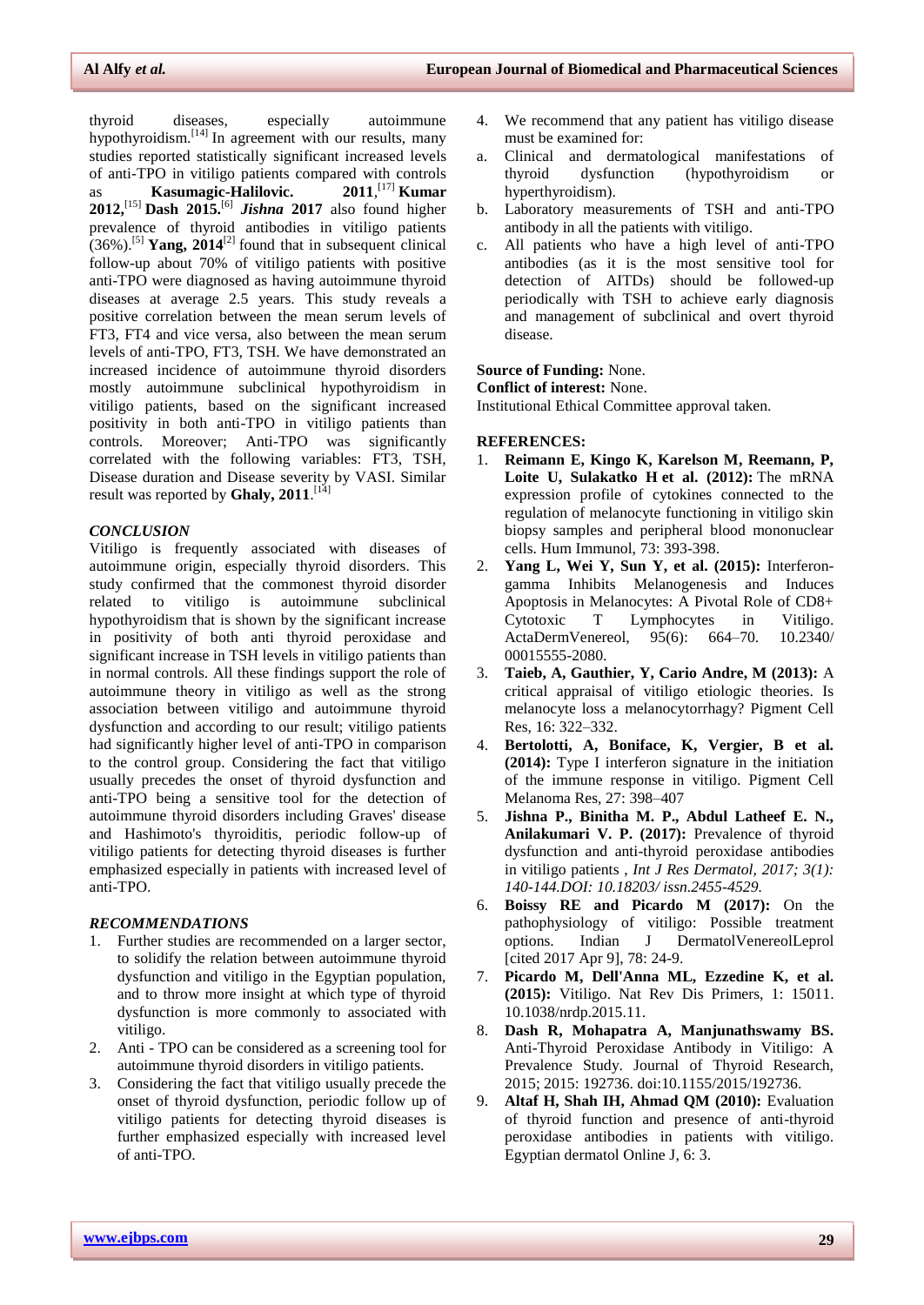thyroid diseases, especially autoimmune hypothyroidism.[14] In agreement with our results, many studies reported statistically significant increased levels of anti-TPO in vitiligo patients compared with controls as **Kasumagic-Halilovic. 2011**,[17] **Kumar 2012,**[15] **Dash 2015.**[6] ***Jishna* 2017** also found higher prevalence of thyroid antibodies in vitiligo patients (36%).[5] **Yang, 2014**[2] found that in subsequent clinical follow-up about 70% of vitiligo patients with positive anti-TPO were diagnosed as having autoimmune thyroid diseases at average 2.5 years. This study reveals a positive correlation between the mean serum levels of FT3, FT4 and vice versa, also between the mean serum levels of anti-TPO, FT3, TSH. We have demonstrated an increased incidence of autoimmune thyroid disorders mostly autoimmune subclinical hypothyroidism in vitiligo patients, based on the significant increased positivity in both anti-TPO in vitiligo patients than controls. Moreover; Anti-TPO was significantly correlated with the following variables: FT3, TSH, Disease duration and Disease severity by VASI. Similar result was reported by **Ghaly, 2011**.[14]

## *CONCLUSION*

Vitiligo is frequently associated with diseases of autoimmune origin, especially thyroid disorders. This study confirmed that the commonest thyroid disorder related to vitiligo is autoimmune subclinical hypothyroidism that is shown by the significant increase in positivity of both anti thyroid peroxidase and significant increase in TSH levels in vitiligo patients than in normal controls. All these findings support the role of autoimmune theory in vitiligo as well as the strong association between vitiligo and autoimmune thyroid dysfunction and according to our result; vitiligo patients had significantly higher level of anti-TPO in comparison to the control group. Considering the fact that vitiligo usually precedes the onset of thyroid dysfunction and anti-TPO being a sensitive tool for the detection of autoimmune thyroid disorders including Graves' disease and Hashimoto's thyroiditis, periodic follow-up of vitiligo patients for detecting thyroid diseases is further emphasized especially in patients with increased level of anti-TPO.

## *RECOMMENDATIONS*

1. Further studies are recommended on a larger sector, to solidify the relation between autoimmune thyroid dysfunction and vitiligo in the Egyptian population, and to throw more insight at which type of thyroid dysfunction is more commonly to associated with vitiligo.
2. Anti - TPO can be considered as a screening tool for autoimmune thyroid disorders in vitiligo patients.
3. Considering the fact that vitiligo usually precede the onset of thyroid dysfunction, periodic follow up of vitiligo patients for detecting thyroid diseases is further emphasized especially with increased level of anti-TPO.
4. We recommend that any patient has vitiligo disease must be examined for:
   a. Clinical and dermatological manifestations of thyroid dysfunction (hypothyroidism or hyperthyroidism).
   b. Laboratory measurements of TSH and anti-TPO antibody in all the patients with vitiligo.
   c. All patients who have a high level of anti-TPO antibodies (as it is the most sensitive tool for detection of AITDs) should be followed-up periodically with TSH to achieve early diagnosis and management of subclinical and overt thyroid disease.

**Source of Funding:** None.
**Conflict of interest:** None.
Institutional Ethical Committee approval taken.

## REFERENCES:

1. **Reimann E, Kingo K, Karelson M, Reemann, P, Loite U, Sulakatko H et al. (2012):** The mRNA expression profile of cytokines connected to the regulation of melanocyte functioning in vitiligo skin biopsy samples and peripheral blood mononuclear cells. Hum Immunol, 73: 393-398.
2. **Yang L, Wei Y, Sun Y, et al. (2015):** Interferon-gamma Inhibits Melanogenesis and Induces Apoptosis in Melanocytes: A Pivotal Role of CD8+ Cytotoxic T Lymphocytes in Vitiligo. ActaDermVenereol, 95(6): 664–70. 10.2340/ 00015555-2080.
3. **Taieb, A, Gauthier, Y, Cario Andre, M (2013):** A critical appraisal of vitiligo etiologic theories. Is melanocyte loss a melanocytorrhagy? Pigment Cell Res, 16: 322–332.
4. **Bertolotti, A, Boniface, K, Vergier, B et al. (2014):** Type I interferon signature in the initiation of the immune response in vitiligo. Pigment Cell Melanoma Res, 27: 398–407
5. **Jishna P., Binitha M. P., Abdul Latheef E. N., Anilakumari V. P. (2017):** Prevalence of thyroid dysfunction and anti-thyroid peroxidase antibodies in vitiligo patients , *Int J Res Dermatol, 2017; 3(1): 140-144.DOI: 10.18203/ issn.2455-4529.*
6. **Boissy RE and Picardo M (2017):** On the pathophysiology of vitiligo: Possible treatment options. Indian J DermatolVenereolLeprol [cited 2017 Apr 9], 78: 24-9.
7. **Picardo M, Dell'Anna ML, Ezzedine K, et al. (2015):** Vitiligo. Nat Rev Dis Primers, 1: 15011. 10.1038/nrdp.2015.11.
8. **Dash R, Mohapatra A, Manjunathswamy BS.** Anti-Thyroid Peroxidase Antibody in Vitiligo: A Prevalence Study. Journal of Thyroid Research, 2015; 2015: 192736. doi:10.1155/2015/192736.
9. **Altaf H, Shah IH, Ahmad QM (2010):** Evaluation of thyroid function and presence of anti-thyroid peroxidase antibodies in patients with vitiligo. Egyptian dermatol Online J, 6: 3.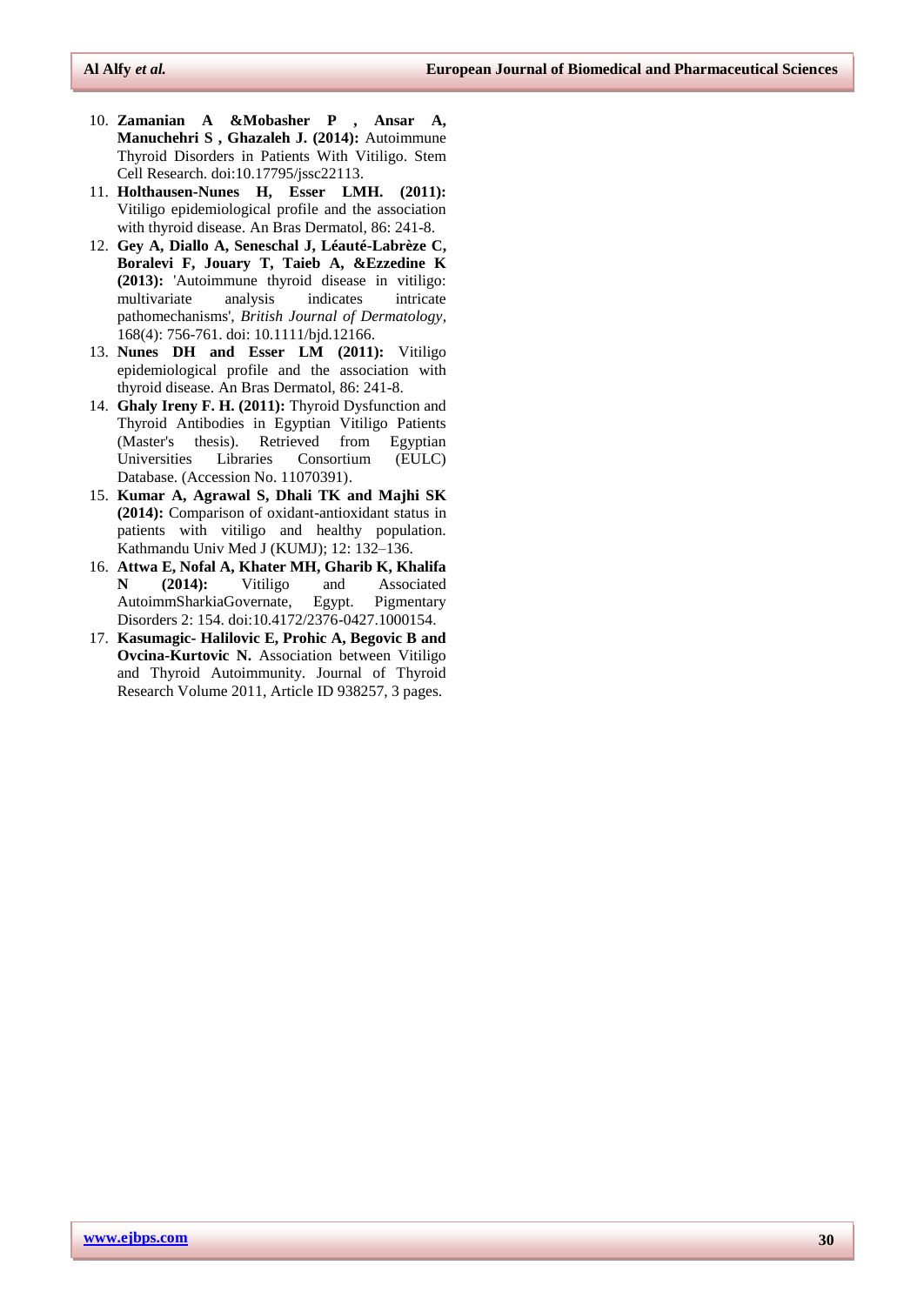10. **Zamanian A &Mobasher P , Ansar A, Manuchehri S , Ghazaleh J. (2014):** Autoimmune Thyroid Disorders in Patients With Vitiligo. Stem Cell Research. doi:10.17795/jssc22113.
11. **Holthausen-Nunes H, Esser LMH. (2011):** Vitiligo epidemiological profile and the association with thyroid disease. An Bras Dermatol, 86: 241-8.
12. **Gey A, Diallo A, Seneschal J, Léauté-Labrèze C, Boralevi F, Jouary T, Taieb A, &Ezzedine K (2013):** 'Autoimmune thyroid disease in vitiligo: multivariate analysis indicates intricate pathomechanisms', *British Journal of Dermatology*, 168(4): 756-761. doi: 10.1111/bjd.12166.
13. **Nunes DH and Esser LM (2011):** Vitiligo epidemiological profile and the association with thyroid disease. An Bras Dermatol, 86: 241-8.
14. **Ghaly Ireny F. H. (2011):** Thyroid Dysfunction and Thyroid Antibodies in Egyptian Vitiligo Patients (Master's thesis). Retrieved from Egyptian Universities Libraries Consortium (EULC) Database. (Accession No. 11070391).
15. **Kumar A, Agrawal S, Dhali TK and Majhi SK (2014):** Comparison of oxidant-antioxidant status in patients with vitiligo and healthy population. Kathmandu Univ Med J (KUMJ); 12: 132–136.
16. **Attwa E, Nofal A, Khater MH, Gharib K, Khalifa N (2014):** Vitiligo and Associated AutoimmSharkiaGovernate, Egypt. Pigmentary Disorders 2: 154. doi:10.4172/2376-0427.1000154.
17. **Kasumagic- Halilovic E, Prohic A, Begovic B and Ovcina-Kurtovic N.** Association between Vitiligo and Thyroid Autoimmunity. Journal of Thyroid Research Volume 2011, Article ID 938257, 3 pages.